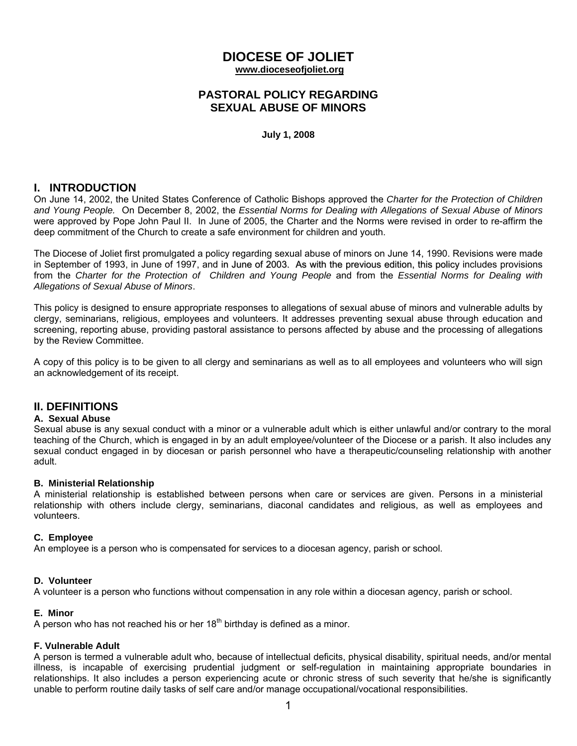# DIOCESE OF JOLIET

**www.dioceseofjoliet.org**

## PASTORAL POLICY REGARDING SEXUAL ABUSE OF MINORS

**July 1, 2008**

## I. INTRODUCTION

On June 14, 2002, the United States Conference of Catholic Bishops approved the *Charter for the Protection of Children and Young People.* On December 8, 2002, the *Essential Norms for Dealing with Allegations of Sexual Abuse of Minors* were approved by Pope John Paul II. In June of 2005, the Charter and the Norms were revised in order to re-affirm the deep commitment of the Church to create a safe environment for children and youth.

The Diocese of Joliet first promulgated a policy regarding sexual abuse of minors on June 14, 1990. Revisions were made in September of 1993, in June of 1997, and in June of 2003. As with the previous edition, this policy includes provisions from the *Charter for the Protection of Children and Young People* and from the *Essential Norms for Dealing with Allegations of Sexual Abuse of Minors*.

This policy is designed to ensure appropriate responses to allegations of sexual abuse of minors and vulnerable adults by clergy, seminarians, religious, employees and volunteers. It addresses preventing sexual abuse through education and screening, reporting abuse, providing pastoral assistance to persons affected by abuse and the processing of allegations by the Review Committee.

A copy of this policy is to be given to all clergy and seminarians as well as to all employees and volunteers who will sign an acknowledgement of its receipt.

## II. DEFINITIONS

### A. Sexual Abuse

Sexual abuse is any sexual conduct with a minor or a vulnerable adult which is either unlawful and/or contrary to the moral teaching of the Church, which is engaged in by an adult employee/volunteer of the Diocese or a parish. It also includes any sexual conduct engaged in by diocesan or parish personnel who have a therapeutic/counseling relationship with another adult.

### B. Ministerial Relationship

A ministerial relationship is established between persons when care or services are given. Persons in a ministerial relationship with others include clergy, seminarians, diaconal candidates and religious, as well as employees and volunteers.

### C. Employee

An employee is a person who is compensated for services to a diocesan agency, parish or school.

### D. Volunteer

A volunteer is a person who functions without compensation in any role within a diocesan agency, parish or school.

### E. Minor

A person who has not reached his or her 18th birthday is defined as a minor.

### F. Vulnerable Adult

A person is termed a vulnerable adult who, because of intellectual deficits, physical disability, spiritual needs, and/or mental illness, is incapable of exercising prudential judgment or self-regulation in maintaining appropriate boundaries in relationships. It also includes a person experiencing acute or chronic stress of such severity that he/she is significantly unable to perform routine daily tasks of self care and/or manage occupational/vocational responsibilities.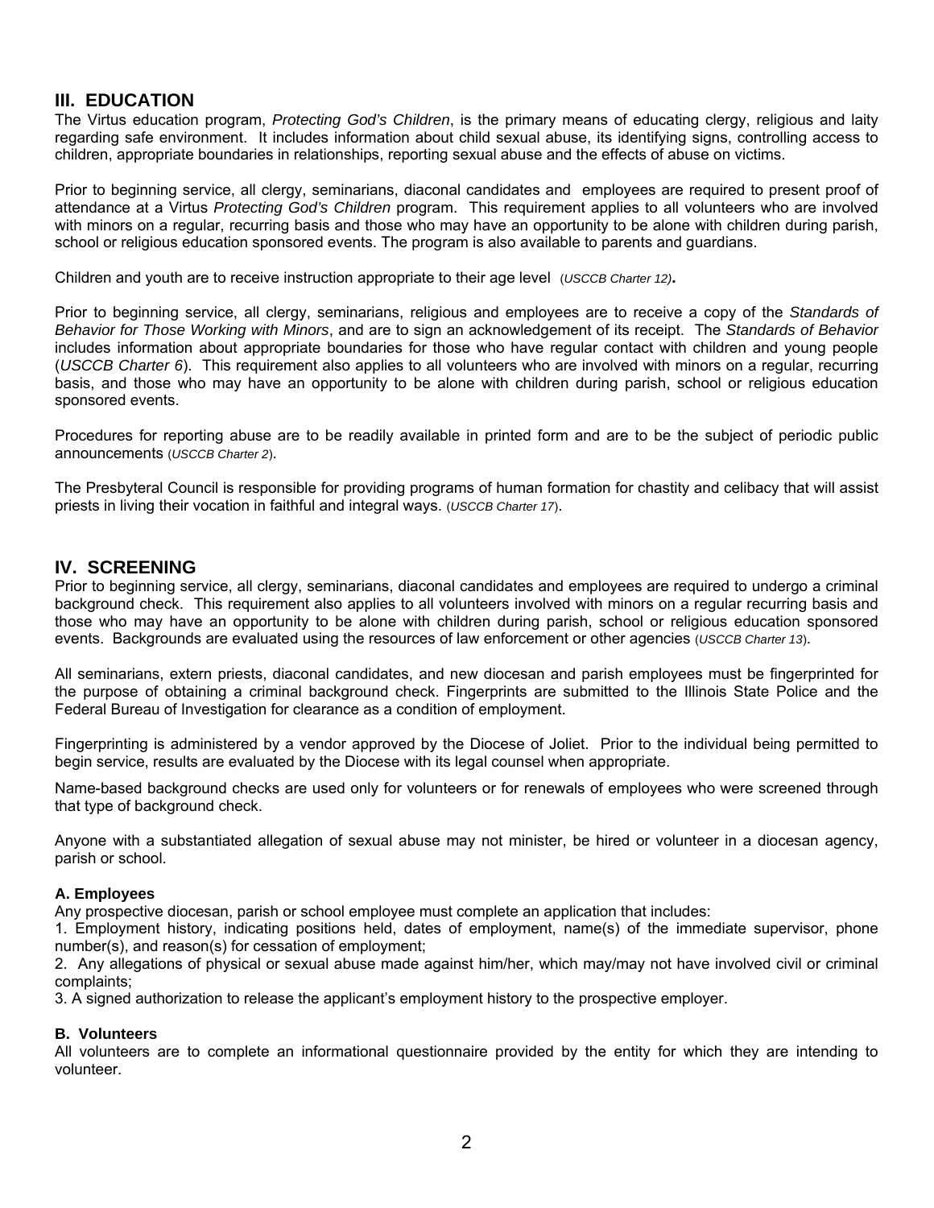## III. EDUCATION

The Virtus education program, *Protecting God's Children*, is the primary means of educating clergy, religious and laity regarding safe environment. It includes information about child sexual abuse, its identifying signs, controlling access to children, appropriate boundaries in relationships, reporting sexual abuse and the effects of abuse on victims.

Prior to beginning service, all clergy, seminarians, diaconal candidates and employees are required to present proof of attendance at a Virtus *Protecting God's Children* program. This requirement applies to all volunteers who are involved with minors on a regular, recurring basis and those who may have an opportunity to be alone with children during parish, school or religious education sponsored events. The program is also available to parents and guardians.

Children and youth are to receive instruction appropriate to their age level (*USCCB Charter 12*).

Prior to beginning service, all clergy, seminarians, religious and employees are to receive a copy of the *Standards of Behavior for Those Working with Minors*, and are to sign an acknowledgement of its receipt. The *Standards of Behavior* includes information about appropriate boundaries for those who have regular contact with children and young people (*USCCB Charter 6*). This requirement also applies to all volunteers who are involved with minors on a regular, recurring basis, and those who may have an opportunity to be alone with children during parish, school or religious education sponsored events.

Procedures for reporting abuse are to be readily available in printed form and are to be the subject of periodic public announcements (*USCCB Charter 2*).

The Presbyteral Council is responsible for providing programs of human formation for chastity and celibacy that will assist priests in living their vocation in faithful and integral ways. (*USCCB Charter 17*).

## IV. SCREENING

Prior to beginning service, all clergy, seminarians, diaconal candidates and employees are required to undergo a criminal background check. This requirement also applies to all volunteers involved with minors on a regular recurring basis and those who may have an opportunity to be alone with children during parish, school or religious education sponsored events. Backgrounds are evaluated using the resources of law enforcement or other agencies (*USCCB Charter 13*).

All seminarians, extern priests, diaconal candidates, and new diocesan and parish employees must be fingerprinted for the purpose of obtaining a criminal background check. Fingerprints are submitted to the Illinois State Police and the Federal Bureau of Investigation for clearance as a condition of employment.

Fingerprinting is administered by a vendor approved by the Diocese of Joliet. Prior to the individual being permitted to begin service, results are evaluated by the Diocese with its legal counsel when appropriate.

Name-based background checks are used only for volunteers or for renewals of employees who were screened through that type of background check.

Anyone with a substantiated allegation of sexual abuse may not minister, be hired or volunteer in a diocesan agency, parish or school.

### A. Employees

Any prospective diocesan, parish or school employee must complete an application that includes:

1. Employment history, indicating positions held, dates of employment, name(s) of the immediate supervisor, phone number(s), and reason(s) for cessation of employment;
2. Any allegations of physical or sexual abuse made against him/her, which may/may not have involved civil or criminal complaints;
3. A signed authorization to release the applicant's employment history to the prospective employer.

### B. Volunteers

All volunteers are to complete an informational questionnaire provided by the entity for which they are intending to volunteer.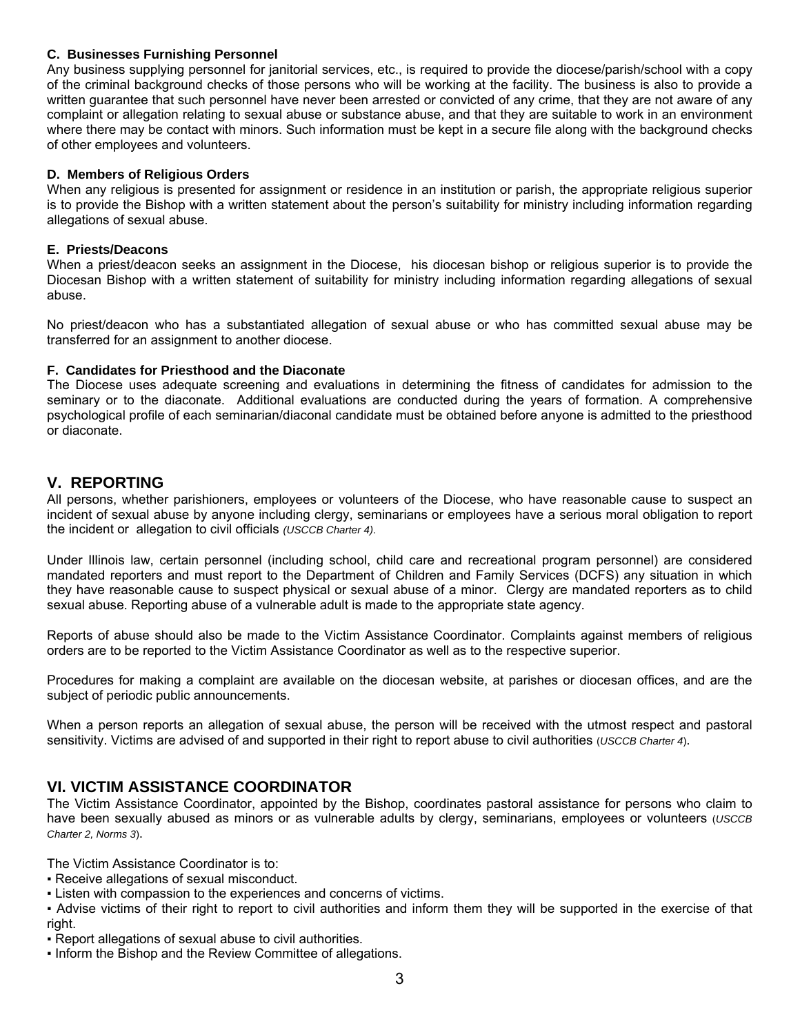#### C. Businesses Furnishing Personnel

Any business supplying personnel for janitorial services, etc., is required to provide the diocese/parish/school with a copy of the criminal background checks of those persons who will be working at the facility. The business is also to provide a written guarantee that such personnel have never been arrested or convicted of any crime, that they are not aware of any complaint or allegation relating to sexual abuse or substance abuse, and that they are suitable to work in an environment where there may be contact with minors. Such information must be kept in a secure file along with the background checks of other employees and volunteers.

#### D. Members of Religious Orders

When any religious is presented for assignment or residence in an institution or parish, the appropriate religious superior is to provide the Bishop with a written statement about the person's suitability for ministry including information regarding allegations of sexual abuse.

#### E. Priests/Deacons

When a priest/deacon seeks an assignment in the Diocese, his diocesan bishop or religious superior is to provide the Diocesan Bishop with a written statement of suitability for ministry including information regarding allegations of sexual abuse.

No priest/deacon who has a substantiated allegation of sexual abuse or who has committed sexual abuse may be transferred for an assignment to another diocese.

#### F. Candidates for Priesthood and the Diaconate

The Diocese uses adequate screening and evaluations in determining the fitness of candidates for admission to the seminary or to the diaconate. Additional evaluations are conducted during the years of formation. A comprehensive psychological profile of each seminarian/diaconal candidate must be obtained before anyone is admitted to the priesthood or diaconate.

## V. REPORTING

All persons, whether parishioners, employees or volunteers of the Diocese, who have reasonable cause to suspect an incident of sexual abuse by anyone including clergy, seminarians or employees have a serious moral obligation to report the incident or allegation to civil officials *(USCCB Charter 4).*

Under Illinois law, certain personnel (including school, child care and recreational program personnel) are considered mandated reporters and must report to the Department of Children and Family Services (DCFS) any situation in which they have reasonable cause to suspect physical or sexual abuse of a minor. Clergy are mandated reporters as to child sexual abuse. Reporting abuse of a vulnerable adult is made to the appropriate state agency.

Reports of abuse should also be made to the Victim Assistance Coordinator. Complaints against members of religious orders are to be reported to the Victim Assistance Coordinator as well as to the respective superior.

Procedures for making a complaint are available on the diocesan website, at parishes or diocesan offices, and are the subject of periodic public announcements.

When a person reports an allegation of sexual abuse, the person will be received with the utmost respect and pastoral sensitivity. Victims are advised of and supported in their right to report abuse to civil authorities (*USCCB Charter 4*).

## VI. VICTIM ASSISTANCE COORDINATOR

The Victim Assistance Coordinator, appointed by the Bishop, coordinates pastoral assistance for persons who claim to have been sexually abused as minors or as vulnerable adults by clergy, seminarians, employees or volunteers (*USCCB Charter 2, Norms 3*).

The Victim Assistance Coordinator is to:

- Receive allegations of sexual misconduct.
- Listen with compassion to the experiences and concerns of victims.
- Advise victims of their right to report to civil authorities and inform them they will be supported in the exercise of that right.
- Report allegations of sexual abuse to civil authorities.
- Inform the Bishop and the Review Committee of allegations.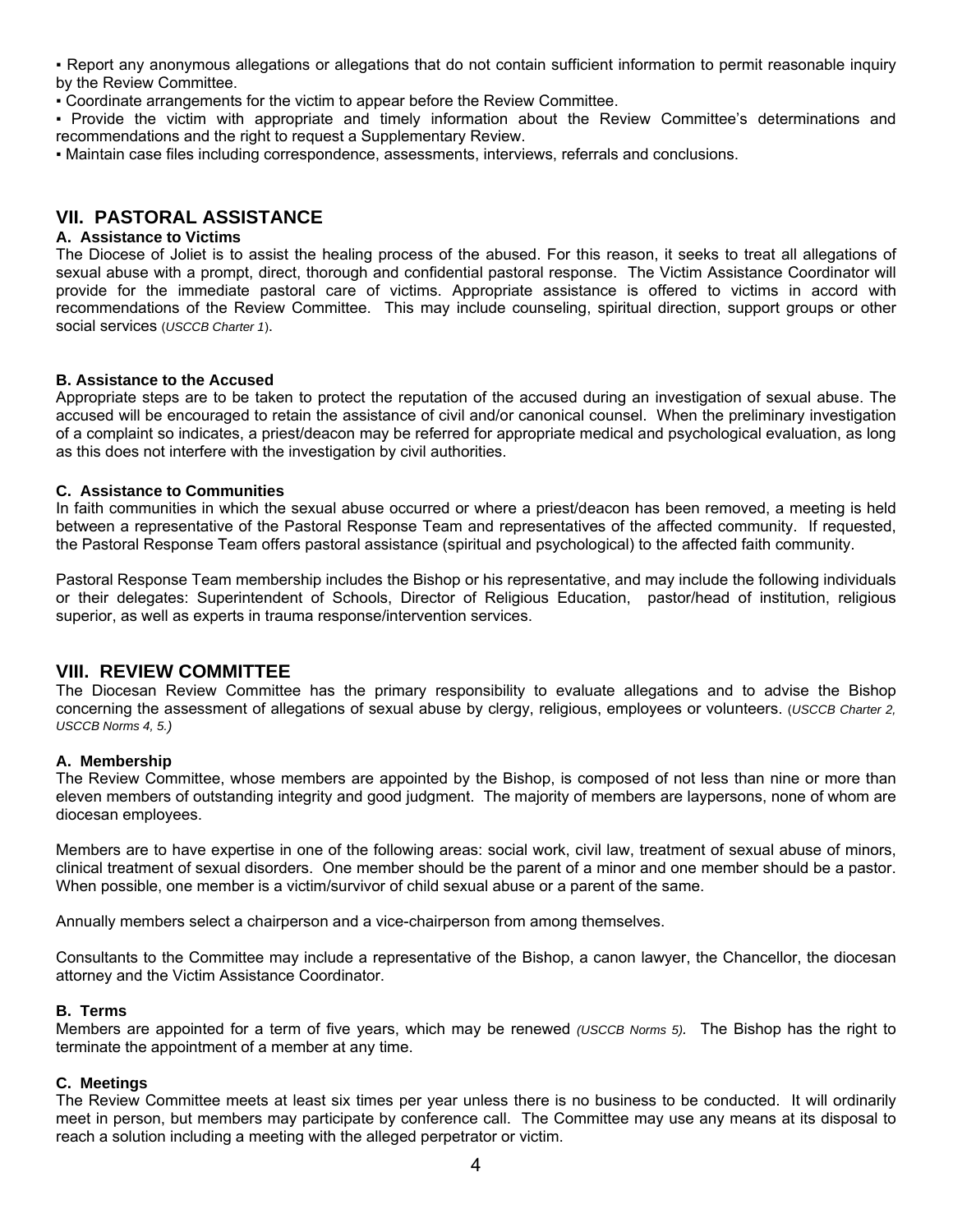- Report any anonymous allegations or allegations that do not contain sufficient information to permit reasonable inquiry by the Review Committee.
- Coordinate arrangements for the victim to appear before the Review Committee.
- Provide the victim with appropriate and timely information about the Review Committee's determinations and recommendations and the right to request a Supplementary Review.
- Maintain case files including correspondence, assessments, interviews, referrals and conclusions.

## VII. PASTORAL ASSISTANCE

### A. Assistance to Victims

The Diocese of Joliet is to assist the healing process of the abused. For this reason, it seeks to treat all allegations of sexual abuse with a prompt, direct, thorough and confidential pastoral response. The Victim Assistance Coordinator will provide for the immediate pastoral care of victims. Appropriate assistance is offered to victims in accord with recommendations of the Review Committee. This may include counseling, spiritual direction, support groups or other social services (*USCCB Charter 1*).

### B. Assistance to the Accused

Appropriate steps are to be taken to protect the reputation of the accused during an investigation of sexual abuse. The accused will be encouraged to retain the assistance of civil and/or canonical counsel. When the preliminary investigation of a complaint so indicates, a priest/deacon may be referred for appropriate medical and psychological evaluation, as long as this does not interfere with the investigation by civil authorities.

### C. Assistance to Communities

In faith communities in which the sexual abuse occurred or where a priest/deacon has been removed, a meeting is held between a representative of the Pastoral Response Team and representatives of the affected community. If requested, the Pastoral Response Team offers pastoral assistance (spiritual and psychological) to the affected faith community.

Pastoral Response Team membership includes the Bishop or his representative, and may include the following individuals or their delegates: Superintendent of Schools, Director of Religious Education, pastor/head of institution, religious superior, as well as experts in trauma response/intervention services.

## VIII. REVIEW COMMITTEE

The Diocesan Review Committee has the primary responsibility to evaluate allegations and to advise the Bishop concerning the assessment of allegations of sexual abuse by clergy, religious, employees or volunteers. (*USCCB Charter 2, USCCB Norms 4, 5.)*

### A. Membership

The Review Committee, whose members are appointed by the Bishop, is composed of not less than nine or more than eleven members of outstanding integrity and good judgment. The majority of members are laypersons, none of whom are diocesan employees.

Members are to have expertise in one of the following areas: social work, civil law, treatment of sexual abuse of minors, clinical treatment of sexual disorders. One member should be the parent of a minor and one member should be a pastor. When possible, one member is a victim/survivor of child sexual abuse or a parent of the same.

Annually members select a chairperson and a vice-chairperson from among themselves.

Consultants to the Committee may include a representative of the Bishop, a canon lawyer, the Chancellor, the diocesan attorney and the Victim Assistance Coordinator.

### B. Terms

Members are appointed for a term of five years, which may be renewed *(USCCB Norms 5).* The Bishop has the right to terminate the appointment of a member at any time.

### C. Meetings

The Review Committee meets at least six times per year unless there is no business to be conducted. It will ordinarily meet in person, but members may participate by conference call. The Committee may use any means at its disposal to reach a solution including a meeting with the alleged perpetrator or victim.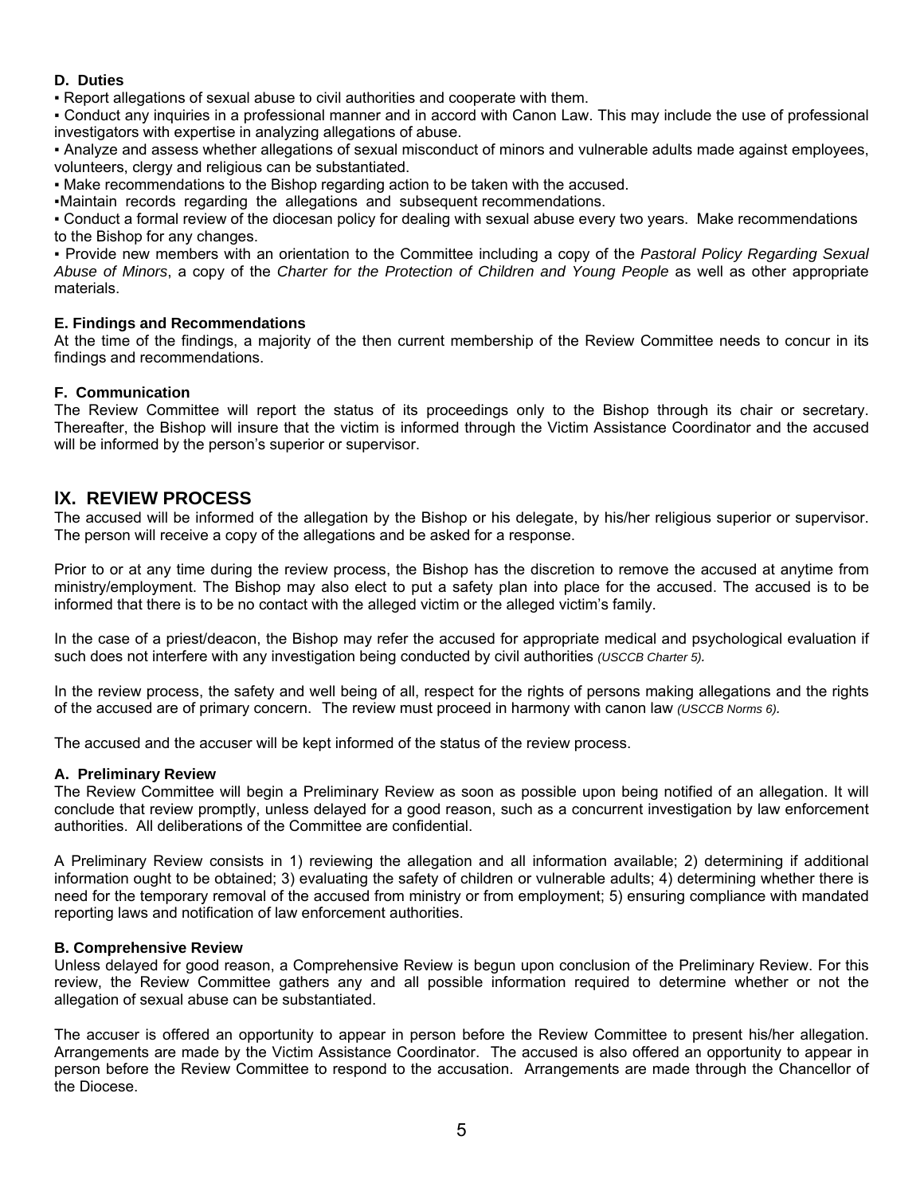### D. Duties

▪ Report allegations of sexual abuse to civil authorities and cooperate with them.
▪ Conduct any inquiries in a professional manner and in accord with Canon Law. This may include the use of professional investigators with expertise in analyzing allegations of abuse.
▪ Analyze and assess whether allegations of sexual misconduct of minors and vulnerable adults made against employees, volunteers, clergy and religious can be substantiated.
▪ Make recommendations to the Bishop regarding action to be taken with the accused.
▪Maintain records regarding the allegations and subsequent recommendations.
▪ Conduct a formal review of the diocesan policy for dealing with sexual abuse every two years. Make recommendations to the Bishop for any changes.
▪ Provide new members with an orientation to the Committee including a copy of the *Pastoral Policy Regarding Sexual Abuse of Minors*, a copy of the *Charter for the Protection of Children and Young People* as well as other appropriate materials.

### E. Findings and Recommendations

At the time of the findings, a majority of the then current membership of the Review Committee needs to concur in its findings and recommendations.

### F. Communication

The Review Committee will report the status of its proceedings only to the Bishop through its chair or secretary. Thereafter, the Bishop will insure that the victim is informed through the Victim Assistance Coordinator and the accused will be informed by the person's superior or supervisor.

## IX. REVIEW PROCESS

The accused will be informed of the allegation by the Bishop or his delegate, by his/her religious superior or supervisor. The person will receive a copy of the allegations and be asked for a response.

Prior to or at any time during the review process, the Bishop has the discretion to remove the accused at anytime from ministry/employment. The Bishop may also elect to put a safety plan into place for the accused. The accused is to be informed that there is to be no contact with the alleged victim or the alleged victim's family.

In the case of a priest/deacon, the Bishop may refer the accused for appropriate medical and psychological evaluation if such does not interfere with any investigation being conducted by civil authorities *(USCCB Charter 5).*

In the review process, the safety and well being of all, respect for the rights of persons making allegations and the rights of the accused are of primary concern. The review must proceed in harmony with canon law *(USCCB Norms 6).*

The accused and the accuser will be kept informed of the status of the review process.

### A. Preliminary Review

The Review Committee will begin a Preliminary Review as soon as possible upon being notified of an allegation. It will conclude that review promptly, unless delayed for a good reason, such as a concurrent investigation by law enforcement authorities. All deliberations of the Committee are confidential.

A Preliminary Review consists in 1) reviewing the allegation and all information available; 2) determining if additional information ought to be obtained; 3) evaluating the safety of children or vulnerable adults; 4) determining whether there is need for the temporary removal of the accused from ministry or from employment; 5) ensuring compliance with mandated reporting laws and notification of law enforcement authorities.

### B. Comprehensive Review

Unless delayed for good reason, a Comprehensive Review is begun upon conclusion of the Preliminary Review. For this review, the Review Committee gathers any and all possible information required to determine whether or not the allegation of sexual abuse can be substantiated.

The accuser is offered an opportunity to appear in person before the Review Committee to present his/her allegation. Arrangements are made by the Victim Assistance Coordinator. The accused is also offered an opportunity to appear in person before the Review Committee to respond to the accusation. Arrangements are made through the Chancellor of the Diocese.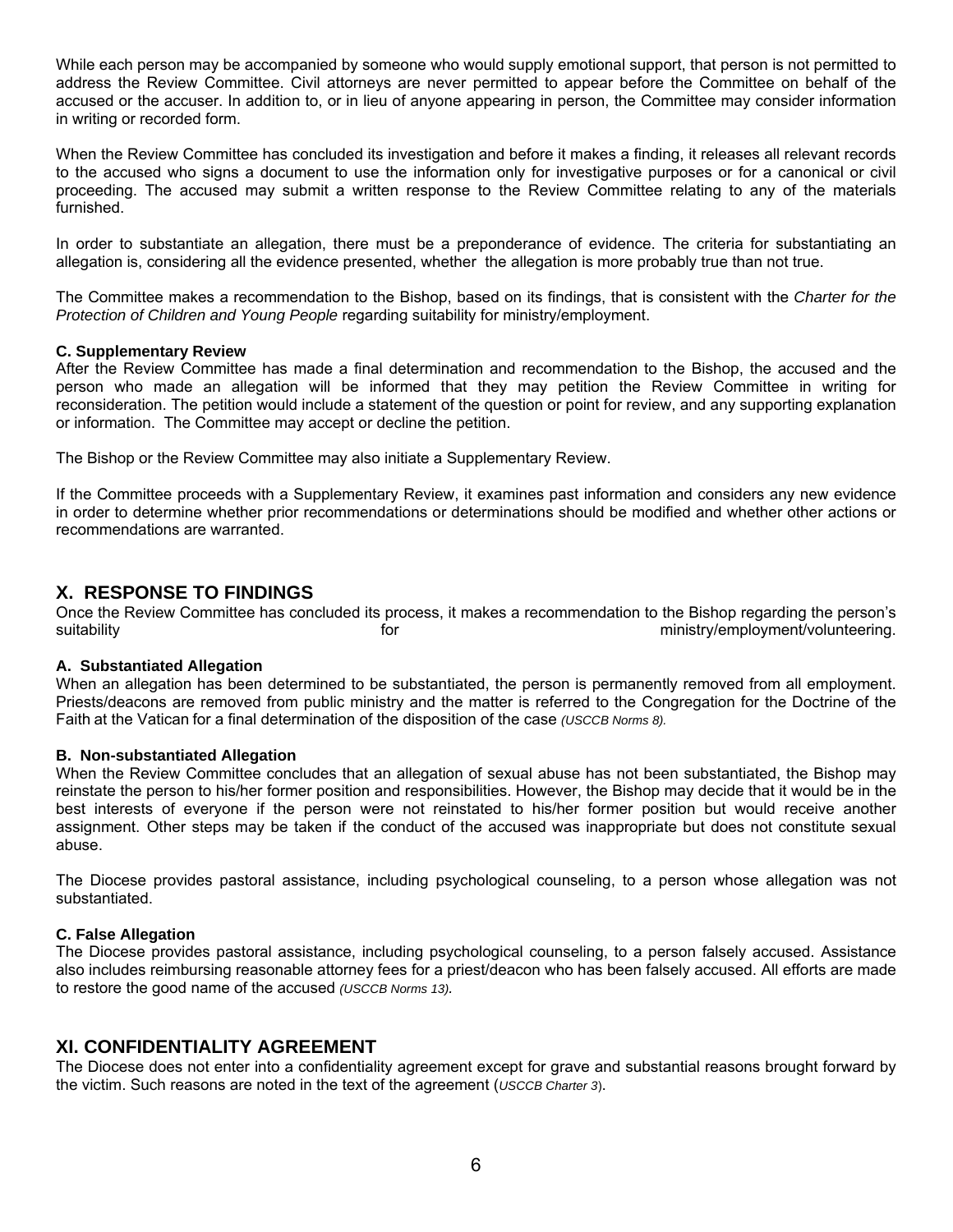While each person may be accompanied by someone who would supply emotional support, that person is not permitted to address the Review Committee. Civil attorneys are never permitted to appear before the Committee on behalf of the accused or the accuser. In addition to, or in lieu of anyone appearing in person, the Committee may consider information in writing or recorded form.

When the Review Committee has concluded its investigation and before it makes a finding, it releases all relevant records to the accused who signs a document to use the information only for investigative purposes or for a canonical or civil proceeding. The accused may submit a written response to the Review Committee relating to any of the materials furnished.

In order to substantiate an allegation, there must be a preponderance of evidence. The criteria for substantiating an allegation is, considering all the evidence presented, whether the allegation is more probably true than not true.

The Committee makes a recommendation to the Bishop, based on its findings, that is consistent with the *Charter for the Protection of Children and Young People* regarding suitability for ministry/employment.

#### C. Supplementary Review

After the Review Committee has made a final determination and recommendation to the Bishop, the accused and the person who made an allegation will be informed that they may petition the Review Committee in writing for reconsideration. The petition would include a statement of the question or point for review, and any supporting explanation or information. The Committee may accept or decline the petition.

The Bishop or the Review Committee may also initiate a Supplementary Review.

If the Committee proceeds with a Supplementary Review, it examines past information and considers any new evidence in order to determine whether prior recommendations or determinations should be modified and whether other actions or recommendations are warranted.

## X. RESPONSE TO FINDINGS

Once the Review Committee has concluded its process, it makes a recommendation to the Bishop regarding the person's suitability for ministry/employment/volunteering.

#### A. Substantiated Allegation

When an allegation has been determined to be substantiated, the person is permanently removed from all employment. Priests/deacons are removed from public ministry and the matter is referred to the Congregation for the Doctrine of the Faith at the Vatican for a final determination of the disposition of the case *(USCCB Norms 8).*

#### B. Non-substantiated Allegation

When the Review Committee concludes that an allegation of sexual abuse has not been substantiated, the Bishop may reinstate the person to his/her former position and responsibilities. However, the Bishop may decide that it would be in the best interests of everyone if the person were not reinstated to his/her former position but would receive another assignment. Other steps may be taken if the conduct of the accused was inappropriate but does not constitute sexual abuse.

The Diocese provides pastoral assistance, including psychological counseling, to a person whose allegation was not substantiated.

#### C. False Allegation

The Diocese provides pastoral assistance, including psychological counseling, to a person falsely accused. Assistance also includes reimbursing reasonable attorney fees for a priest/deacon who has been falsely accused. All efforts are made to restore the good name of the accused *(USCCB Norms 13).*

## XI. CONFIDENTIALITY AGREEMENT

The Diocese does not enter into a confidentiality agreement except for grave and substantial reasons brought forward by the victim. Such reasons are noted in the text of the agreement (*USCCB Charter 3*).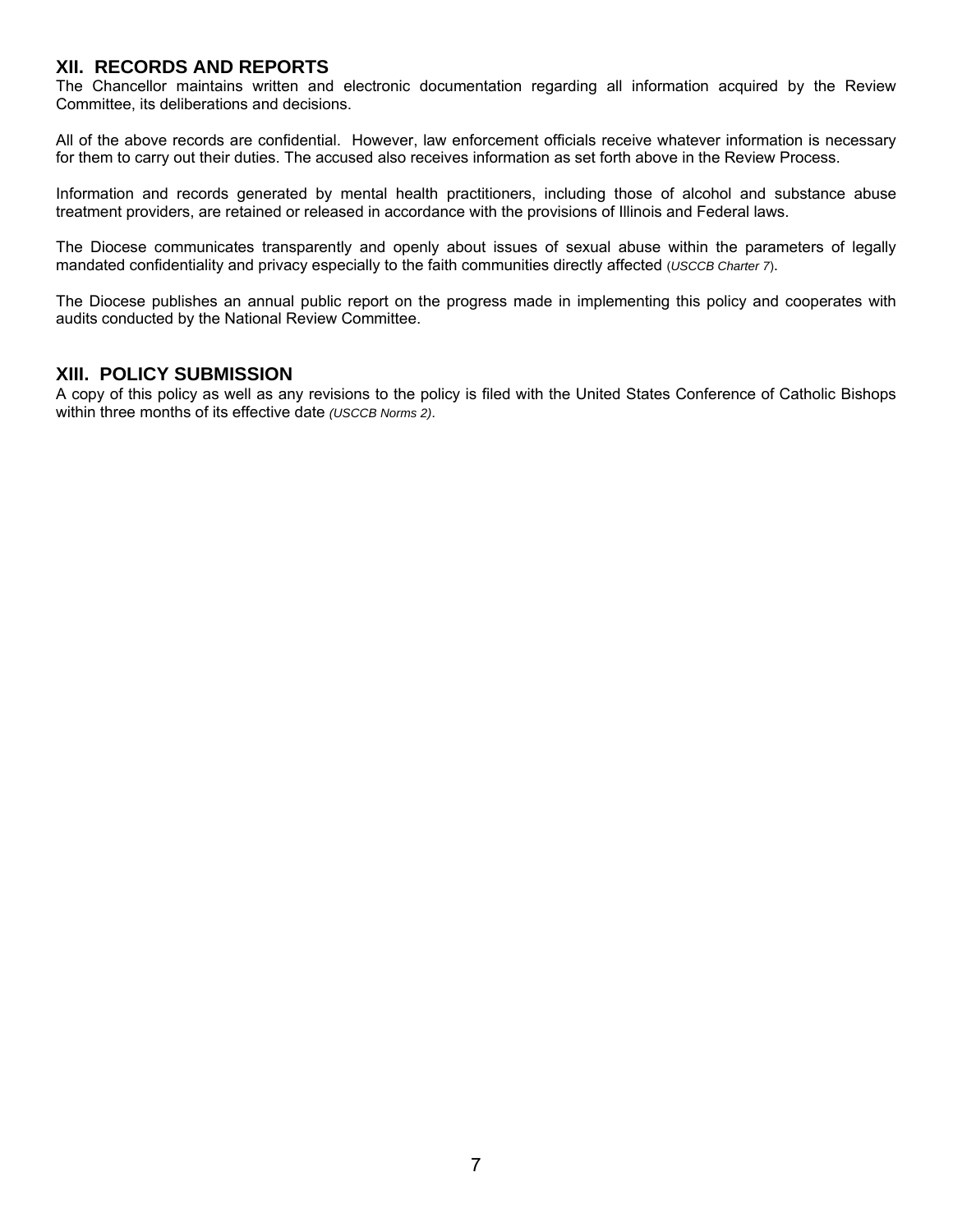## XII. RECORDS AND REPORTS

The Chancellor maintains written and electronic documentation regarding all information acquired by the Review Committee, its deliberations and decisions.

All of the above records are confidential. However, law enforcement officials receive whatever information is necessary for them to carry out their duties. The accused also receives information as set forth above in the Review Process.

Information and records generated by mental health practitioners, including those of alcohol and substance abuse treatment providers, are retained or released in accordance with the provisions of Illinois and Federal laws.

The Diocese communicates transparently and openly about issues of sexual abuse within the parameters of legally mandated confidentiality and privacy especially to the faith communities directly affected (*USCCB Charter 7*).

The Diocese publishes an annual public report on the progress made in implementing this policy and cooperates with audits conducted by the National Review Committee.

## XIII. POLICY SUBMISSION

A copy of this policy as well as any revisions to the policy is filed with the United States Conference of Catholic Bishops within three months of its effective date *(USCCB Norms 2)*.